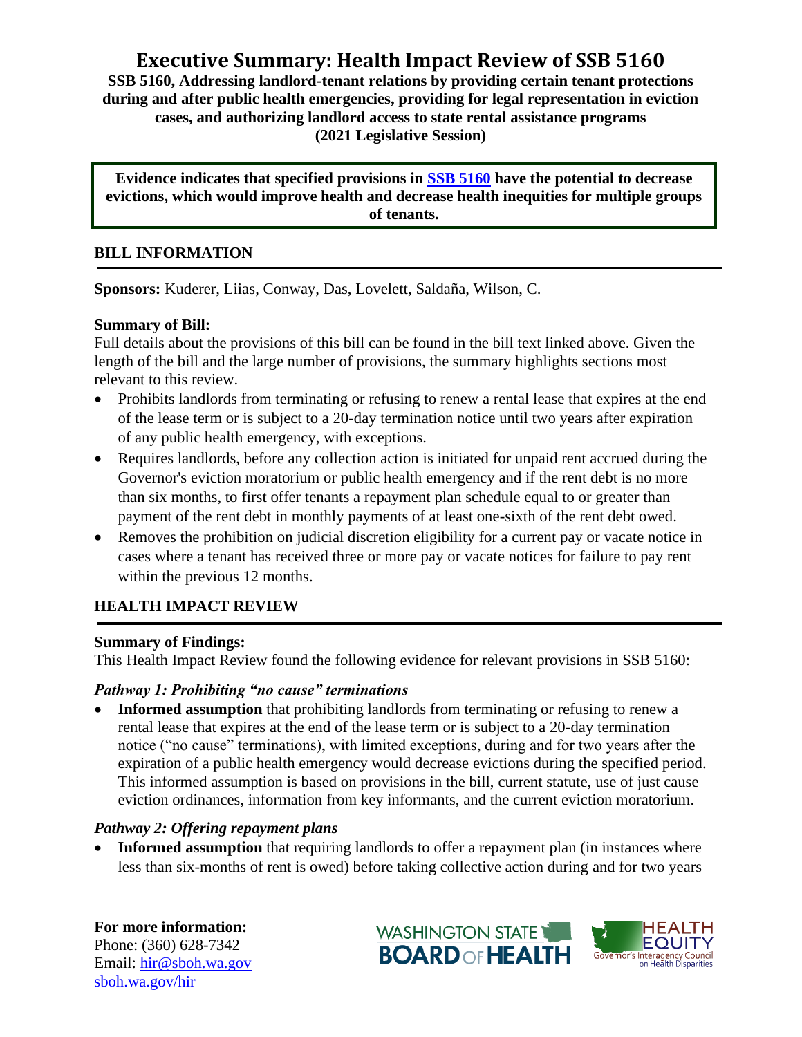# Executive Summary: Health Impact Review of SSB 5160

**SSB 5160, Addressing landlord-tenant relations by providing certain tenant protections during and after public health emergencies, providing for legal representation in eviction cases, and authorizing landlord access to state rental assistance programs (2021 Legislative Session)**

**Evidence indicates that specified provisions in [SSB 5160](#) have the potential to decrease evictions, which would improve health and decrease health inequities for multiple groups of tenants.**

## BILL INFORMATION

**Sponsors:** Kuderer, Liias, Conway, Das, Lovelett, Saldaña, Wilson, C.

**Summary of Bill:**

Full details about the provisions of this bill can be found in the bill text linked above. Given the length of the bill and the large number of provisions, the summary highlights sections most relevant to this review.

- Prohibits landlords from terminating or refusing to renew a rental lease that expires at the end of the lease term or is subject to a 20-day termination notice until two years after expiration of any public health emergency, with exceptions.
- Requires landlords, before any collection action is initiated for unpaid rent accrued during the Governor's eviction moratorium or public health emergency and if the rent debt is no more than six months, to first offer tenants a repayment plan schedule equal to or greater than payment of the rent debt in monthly payments of at least one-sixth of the rent debt owed.
- Removes the prohibition on judicial discretion eligibility for a current pay or vacate notice in cases where a tenant has received three or more pay or vacate notices for failure to pay rent within the previous 12 months.

## HEALTH IMPACT REVIEW

**Summary of Findings:**

This Health Impact Review found the following evidence for relevant provisions in SSB 5160:

### *Pathway 1: Prohibiting "no cause" terminations*

- **Informed assumption** that prohibiting landlords from terminating or refusing to renew a rental lease that expires at the end of the lease term or is subject to a 20-day termination notice ("no cause" terminations), with limited exceptions, during and for two years after the expiration of a public health emergency would decrease evictions during the specified period. This informed assumption is based on provisions in the bill, current statute, use of just cause eviction ordinances, information from key informants, and the current eviction moratorium.

### *Pathway 2: Offering repayment plans*

- **Informed assumption** that requiring landlords to offer a repayment plan (in instances where less than six-months of rent is owed) before taking collective action during and for two years

**For more information:**
Phone: (360) 628-7342
Email: [hir@sboh.wa.gov](mailto:hir@sboh.wa.gov)
[sboh.wa.gov/hir](#)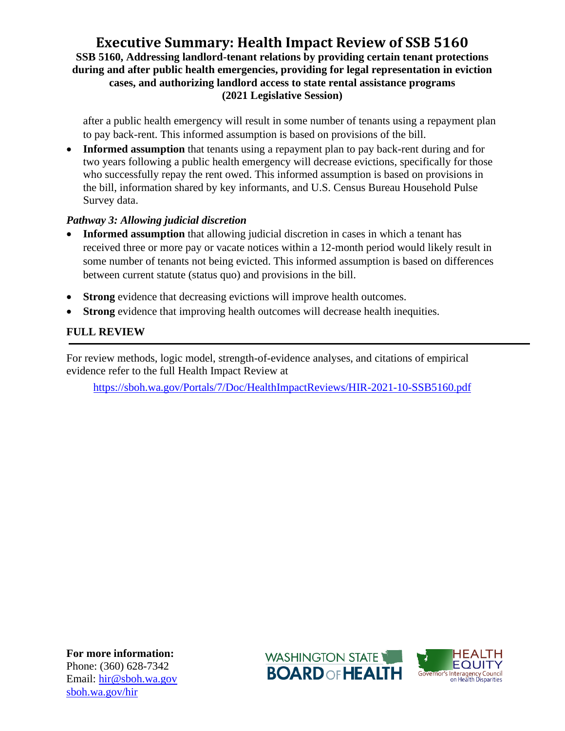after a public health emergency will result in some number of tenants using a repayment plan to pay back-rent. This informed assumption is based on provisions of the bill.

- **Informed assumption** that tenants using a repayment plan to pay back-rent during and for two years following a public health emergency will decrease evictions, specifically for those who successfully repay the rent owed. This informed assumption is based on provisions in the bill, information shared by key informants, and U.S. Census Bureau Household Pulse Survey data.

*Pathway 3: Allowing judicial discretion*

- **Informed assumption** that allowing judicial discretion in cases in which a tenant has received three or more pay or vacate notices within a 12-month period would likely result in some number of tenants not being evicted. This informed assumption is based on differences between current statute (status quo) and provisions in the bill.
- **Strong** evidence that decreasing evictions will improve health outcomes.
- **Strong** evidence that improving health outcomes will decrease health inequities.

## FULL REVIEW

For review methods, logic model, strength-of-evidence analyses, and citations of empirical evidence refer to the full Health Impact Review at

https://sboh.wa.gov/Portals/7/Doc/HealthImpactReviews/HIR-2021-10-SSB5160.pdf

**For more information:**
Phone: (360) 628-7342
Email: hir@sboh.wa.gov
sboh.wa.gov/hir

WASHINGTON STATE BOARD OF HEALTH

HEALTH EQUITY Governor's Interagency Council on Health Disparities